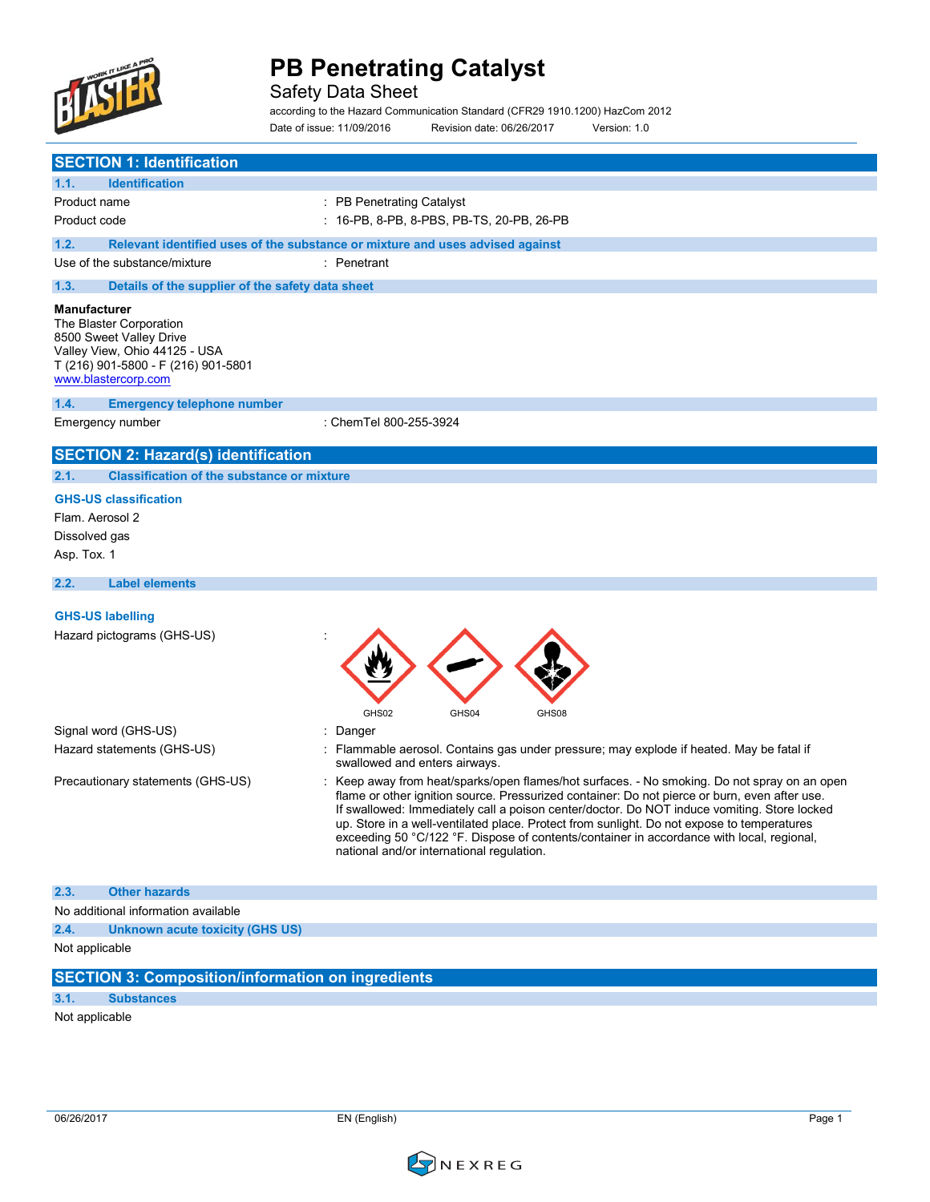# PB Penetrating Catalyst

Safety Data Sheet

according to the Hazard Communication Standard (CFR29 1910.1200) HazCom 2012

Date of issue: 11/09/2016 Revision date: 06/26/2017 Version: 1.0

## SECTION 1: Identification

### 1.1. Identification

| | |
|---|---|
| Product name | : PB Penetrating Catalyst |
| Product code | : 16-PB, 8-PB, 8-PBS, PB-TS, 20-PB, 26-PB |

### 1.2. Relevant identified uses of the substance or mixture and uses advised against

| | |
|---|---|
| Use of the substance/mixture | : Penetrant |

### 1.3. Details of the supplier of the safety data sheet

**Manufacturer**
The Blaster Corporation
8500 Sweet Valley Drive
Valley View, Ohio 44125 - USA
T (216) 901-5800 - F (216) 901-5801
www.blastercorp.com

### 1.4. Emergency telephone number

| | |
|---|---|
| Emergency number | : ChemTel 800-255-3924 |

## SECTION 2: Hazard(s) identification

### 2.1. Classification of the substance or mixture

**GHS-US classification**

Flam. Aerosol 2

Dissolved gas

Asp. Tox. 1

### 2.2. Label elements

**GHS-US labelling**

Hazard pictograms (GHS-US) :

GHS02 GHS04 GHS08

| | |
|---|---|
| Signal word (GHS-US) | : Danger |
| Hazard statements (GHS-US) | : Flammable aerosol. Contains gas under pressure; may explode if heated. May be fatal if swallowed and enters airways. |
| Precautionary statements (GHS-US) | : Keep away from heat/sparks/open flames/hot surfaces. - No smoking. Do not spray on an open flame or other ignition source. Pressurized container: Do not pierce or burn, even after use. If swallowed: Immediately call a poison center/doctor. Do NOT induce vomiting. Store locked up. Store in a well-ventilated place. Protect from sunlight. Do not expose to temperatures exceeding 50 °C/122 °F. Dispose of contents/container in accordance with local, regional, national and/or international regulation. |

### 2.3. Other hazards

No additional information available

### 2.4. Unknown acute toxicity (GHS US)

Not applicable

## SECTION 3: Composition/information on ingredients

### 3.1. Substances

Not applicable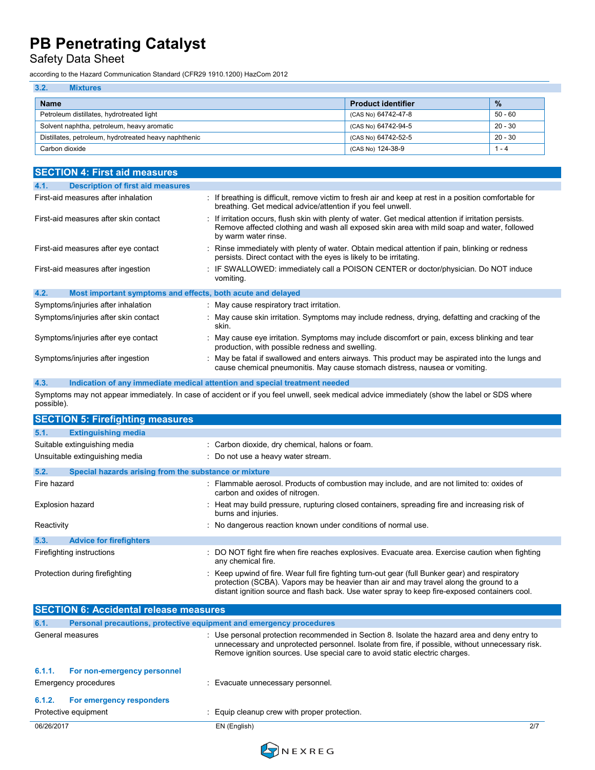### 3.2. Mixtures

| Name | Product identifier | % |
|---|---|---|
| Petroleum distillates, hydrotreated light | (CAS No) 64742-47-8 | 50 - 60 |
| Solvent naphtha, petroleum, heavy aromatic | (CAS No) 64742-94-5 | 20 - 30 |
| Distillates, petroleum, hydrotreated heavy naphthenic | (CAS No) 64742-52-5 | 20 - 30 |
| Carbon dioxide | (CAS No) 124-38-9 | 1 - 4 |

## SECTION 4: First aid measures

### 4.1. Description of first aid measures

First-aid measures after inhalation : If breathing is difficult, remove victim to fresh air and keep at rest in a position comfortable for breathing. Get medical advice/attention if you feel unwell.

First-aid measures after skin contact : If irritation occurs, flush skin with plenty of water. Get medical attention if irritation persists. Remove affected clothing and wash all exposed skin area with mild soap and water, followed by warm water rinse.

First-aid measures after eye contact : Rinse immediately with plenty of water. Obtain medical attention if pain, blinking or redness persists. Direct contact with the eyes is likely to be irritating.

First-aid measures after ingestion : IF SWALLOWED: immediately call a POISON CENTER or doctor/physician. Do NOT induce vomiting.

### 4.2. Most important symptoms and effects, both acute and delayed

Symptoms/injuries after inhalation : May cause respiratory tract irritation.

Symptoms/injuries after skin contact : May cause skin irritation. Symptoms may include redness, drying, defatting and cracking of the skin.

Symptoms/injuries after eye contact : May cause eye irritation. Symptoms may include discomfort or pain, excess blinking and tear production, with possible redness and swelling.

Symptoms/injuries after ingestion : May be fatal if swallowed and enters airways. This product may be aspirated into the lungs and cause chemical pneumonitis. May cause stomach distress, nausea or vomiting.

### 4.3. Indication of any immediate medical attention and special treatment needed

Symptoms may not appear immediately. In case of accident or if you feel unwell, seek medical advice immediately (show the label or SDS where possible).

## SECTION 5: Firefighting measures

### 5.1. Extinguishing media

Suitable extinguishing media : Carbon dioxide, dry chemical, halons or foam.

Unsuitable extinguishing media : Do not use a heavy water stream.

### 5.2. Special hazards arising from the substance or mixture

Fire hazard : Flammable aerosol. Products of combustion may include, and are not limited to: oxides of carbon and oxides of nitrogen.

Explosion hazard : Heat may build pressure, rupturing closed containers, spreading fire and increasing risk of burns and injuries.

Reactivity : No dangerous reaction known under conditions of normal use.

### 5.3. Advice for firefighters

Firefighting instructions : DO NOT fight fire when fire reaches explosives. Evacuate area. Exercise caution when fighting any chemical fire.

Protection during firefighting : Keep upwind of fire. Wear full fire fighting turn-out gear (full Bunker gear) and respiratory protection (SCBA). Vapors may be heavier than air and may travel along the ground to a distant ignition source and flash back. Use water spray to keep fire-exposed containers cool.

## SECTION 6: Accidental release measures

### 6.1. Personal precautions, protective equipment and emergency procedures

General measures : Use personal protection recommended in Section 8. Isolate the hazard area and deny entry to unnecessary and unprotected personnel. Isolate from fire, if possible, without unnecessary risk. Remove ignition sources. Use special care to avoid static electric charges.

#### 6.1.1. For non-emergency personnel

Emergency procedures : Evacuate unnecessary personnel.

#### 6.1.2. For emergency responders

Protective equipment : Equip cleanup crew with proper protection.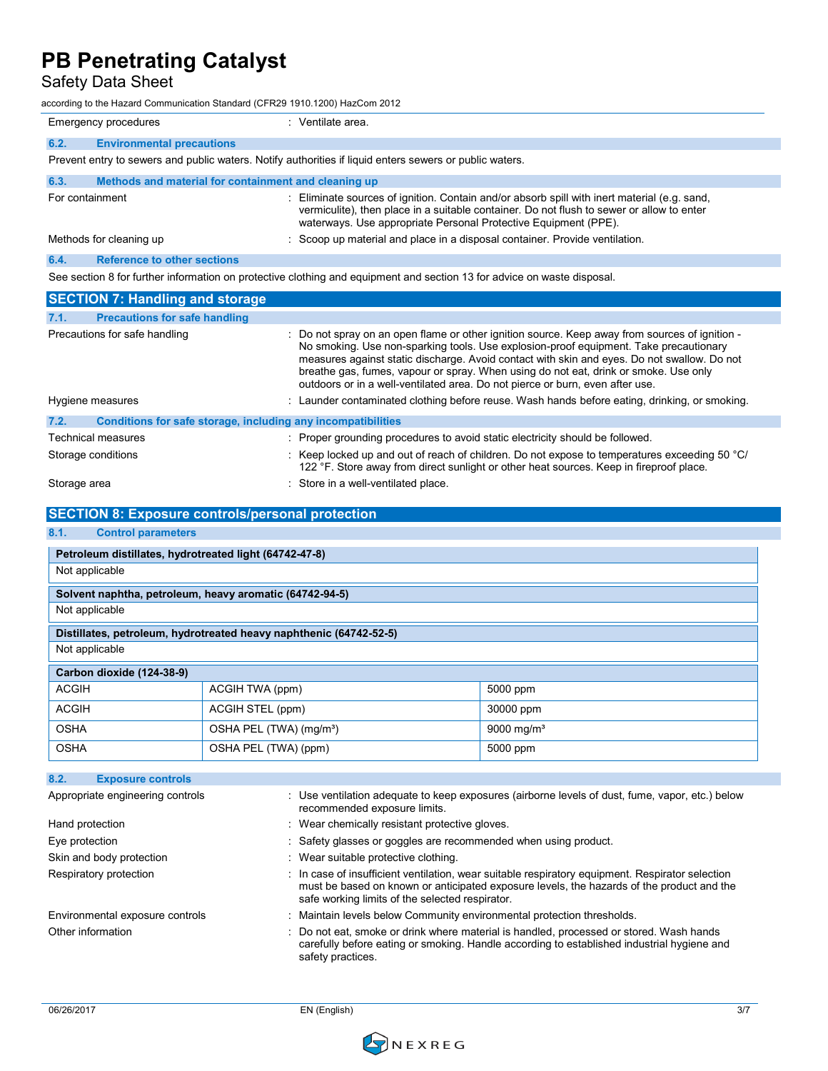| | |
|---|---|
| Emergency procedures | : Ventilate area. |

### 6.2. Environmental precautions

Prevent entry to sewers and public waters. Notify authorities if liquid enters sewers or public waters.

### 6.3. Methods and material for containment and cleaning up

| | |
|---|---|
| For containment | : Eliminate sources of ignition. Contain and/or absorb spill with inert material (e.g. sand, vermiculite), then place in a suitable container. Do not flush to sewer or allow to enter waterways. Use appropriate Personal Protective Equipment (PPE). |
| Methods for cleaning up | : Scoop up material and place in a disposal container. Provide ventilation. |

### 6.4. Reference to other sections

See section 8 for further information on protective clothing and equipment and section 13 for advice on waste disposal.

## SECTION 7: Handling and storage

### 7.1. Precautions for safe handling

| | |
|---|---|
| Precautions for safe handling | : Do not spray on an open flame or other ignition source. Keep away from sources of ignition - No smoking. Use non-sparking tools. Use explosion-proof equipment. Take precautionary measures against static discharge. Avoid contact with skin and eyes. Do not swallow. Do not breathe gas, fumes, vapour or spray. When using do not eat, drink or smoke. Use only outdoors or in a well-ventilated area. Do not pierce or burn, even after use. |
| Hygiene measures | : Launder contaminated clothing before reuse. Wash hands before eating, drinking, or smoking. |

### 7.2. Conditions for safe storage, including any incompatibilities

| | |
|---|---|
| Technical measures | : Proper grounding procedures to avoid static electricity should be followed. |
| Storage conditions | : Keep locked up and out of reach of children. Do not expose to temperatures exceeding 50 °C/ 122 °F. Store away from direct sunlight or other heat sources. Keep in fireproof place. |
| Storage area | : Store in a well-ventilated place. |

## SECTION 8: Exposure controls/personal protection

### 8.1. Control parameters

| Petroleum distillates, hydrotreated light (64742-47-8) |
|---|
| Not applicable |

| Solvent naphtha, petroleum, heavy aromatic (64742-94-5) |
|---|
| Not applicable |

| Distillates, petroleum, hydrotreated heavy naphthenic (64742-52-5) |
|---|
| Not applicable |

| Carbon dioxide (124-38-9) | | |
|---|---|---|
| ACGIH | ACGIH TWA (ppm) | 5000 ppm |
| ACGIH | ACGIH STEL (ppm) | 30000 ppm |
| OSHA | OSHA PEL (TWA) (mg/m³) | 9000 mg/m³ |
| OSHA | OSHA PEL (TWA) (ppm) | 5000 ppm |

### 8.2. Exposure controls

| | |
|---|---|
| Appropriate engineering controls | : Use ventilation adequate to keep exposures (airborne levels of dust, fume, vapor, etc.) below recommended exposure limits. |
| Hand protection | : Wear chemically resistant protective gloves. |
| Eye protection | : Safety glasses or goggles are recommended when using product. |
| Skin and body protection | : Wear suitable protective clothing. |
| Respiratory protection | : In case of insufficient ventilation, wear suitable respiratory equipment. Respirator selection must be based on known or anticipated exposure levels, the hazards of the product and the safe working limits of the selected respirator. |
| Environmental exposure controls | : Maintain levels below Community environmental protection thresholds. |
| Other information | : Do not eat, smoke or drink where material is handled, processed or stored. Wash hands carefully before eating or smoking. Handle according to established industrial hygiene and safety practices. |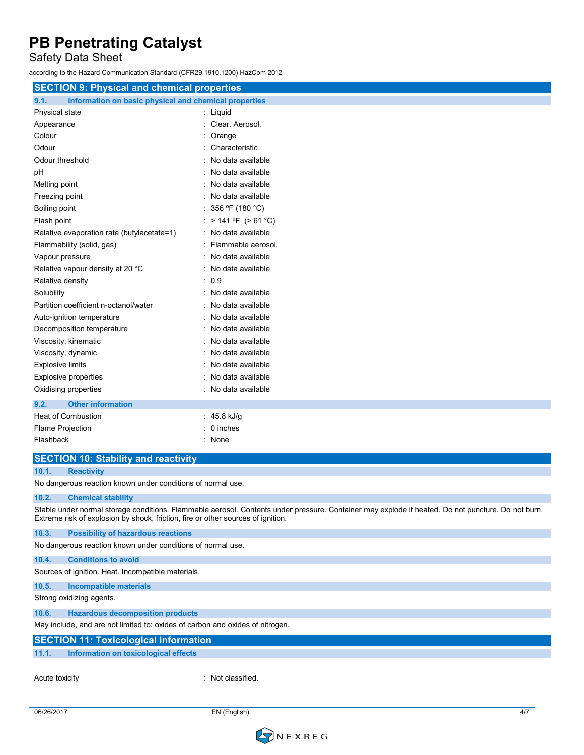## SECTION 9: Physical and chemical properties

### 9.1. Information on basic physical and chemical properties

| Property | Value |
|---|---|
| Physical state | Liquid |
| Appearance | Clear. Aerosol. |
| Colour | Orange |
| Odour | Characteristic |
| Odour threshold | No data available |
| pH | No data available |
| Melting point | No data available |
| Freezing point | No data available |
| Boiling point | 356 ºF (180 °C) |
| Flash point | > 141 ºF (> 61 °C) |
| Relative evaporation rate (butylacetate=1) | No data available |
| Flammability (solid, gas) | Flammable aerosol. |
| Vapour pressure | No data available |
| Relative vapour density at 20 °C | No data available |
| Relative density | 0.9 |
| Solubility | No data available |
| Partition coefficient n-octanol/water | No data available |
| Auto-ignition temperature | No data available |
| Decomposition temperature | No data available |
| Viscosity, kinematic | No data available |
| Viscosity, dynamic | No data available |
| Explosive limits | No data available |
| Explosive properties | No data available |
| Oxidising properties | No data available |

### 9.2. Other information

| Property | Value |
|---|---|
| Heat of Combustion | 45.8 kJ/g |
| Flame Projection | 0 inches |
| Flashback | None |

## SECTION 10: Stability and reactivity

### 10.1. Reactivity

No dangerous reaction known under conditions of normal use.

### 10.2. Chemical stability

Stable under normal storage conditions. Flammable aerosol. Contents under pressure. Container may explode if heated. Do not puncture. Do not burn. Extreme risk of explosion by shock, friction, fire or other sources of ignition.

### 10.3. Possibility of hazardous reactions

No dangerous reaction known under conditions of normal use.

### 10.4. Conditions to avoid

Sources of ignition. Heat. Incompatible materials.

### 10.5. Incompatible materials

Strong oxidizing agents.

### 10.6. Hazardous decomposition products

May include, and are not limited to: oxides of carbon and oxides of nitrogen.

## SECTION 11: Toxicological information

### 11.1. Information on toxicological effects

Acute toxicity : Not classified.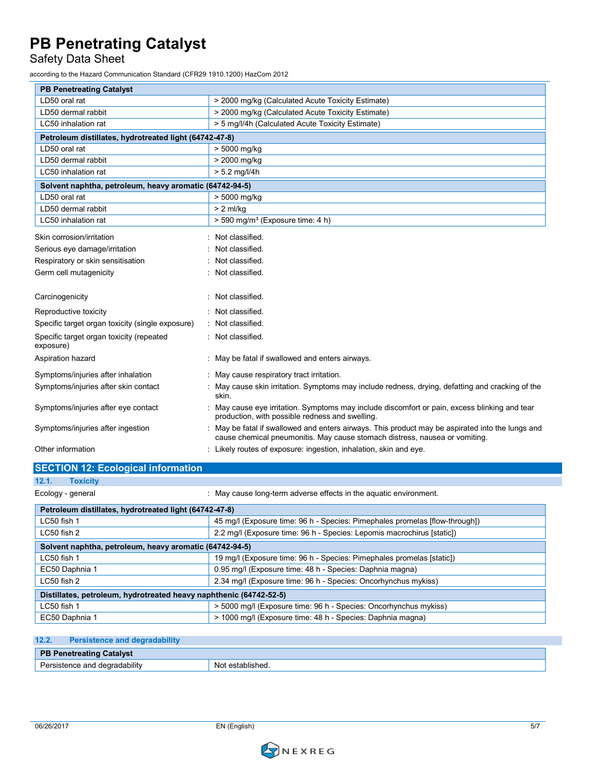| PB Penetrating Catalyst | |
|---|---|
| LD50 oral rat | > 2000 mg/kg (Calculated Acute Toxicity Estimate) |
| LD50 dermal rabbit | > 2000 mg/kg (Calculated Acute Toxicity Estimate) |
| LC50 inhalation rat | > 5 mg/l/4h (Calculated Acute Toxicity Estimate) |

| Petroleum distillates, hydrotreated light (64742-47-8) | |
|---|---|
| LD50 oral rat | > 5000 mg/kg |
| LD50 dermal rabbit | > 2000 mg/kg |
| LC50 inhalation rat | > 5.2 mg/l/4h |

| Solvent naphtha, petroleum, heavy aromatic (64742-94-5) | |
|---|---|
| LD50 oral rat | > 5000 mg/kg |
| LD50 dermal rabbit | > 2 ml/kg |
| LC50 inhalation rat | > 590 mg/m³ (Exposure time: 4 h) |

Skin corrosion/irritation : Not classified.

Serious eye damage/irritation : Not classified.

Respiratory or skin sensitisation : Not classified.

Germ cell mutagenicity : Not classified.

Carcinogenicity : Not classified.

Reproductive toxicity : Not classified.

Specific target organ toxicity (single exposure) : Not classified.

Specific target organ toxicity (repeated exposure) : Not classified.

Aspiration hazard : May be fatal if swallowed and enters airways.

Symptoms/injuries after inhalation : May cause respiratory tract irritation.

Symptoms/injuries after skin contact : May cause skin irritation. Symptoms may include redness, drying, defatting and cracking of the skin.

Symptoms/injuries after eye contact : May cause eye irritation. Symptoms may include discomfort or pain, excess blinking and tear production, with possible redness and swelling.

Symptoms/injuries after ingestion : May be fatal if swallowed and enters airways. This product may be aspirated into the lungs and cause chemical pneumonitis. May cause stomach distress, nausea or vomiting.

Other information : Likely routes of exposure: ingestion, inhalation, skin and eye.

## SECTION 12: Ecological information

### 12.1. Toxicity

Ecology - general : May cause long-term adverse effects in the aquatic environment.

| Petroleum distillates, hydrotreated light (64742-47-8) | |
|---|---|
| LC50 fish 1 | 45 mg/l (Exposure time: 96 h - Species: Pimephales promelas [flow-through]) |
| LC50 fish 2 | 2.2 mg/l (Exposure time: 96 h - Species: Lepomis macrochirus [static]) |

| Solvent naphtha, petroleum, heavy aromatic (64742-94-5) | |
|---|---|
| LC50 fish 1 | 19 mg/l (Exposure time: 96 h - Species: Pimephales promelas [static]) |
| EC50 Daphnia 1 | 0.95 mg/l (Exposure time: 48 h - Species: Daphnia magna) |
| LC50 fish 2 | 2.34 mg/l (Exposure time: 96 h - Species: Oncorhynchus mykiss) |

| Distillates, petroleum, hydrotreated heavy naphthenic (64742-52-5) | |
|---|---|
| LC50 fish 1 | > 5000 mg/l (Exposure time: 96 h - Species: Oncorhynchus mykiss) |
| EC50 Daphnia 1 | > 1000 mg/l (Exposure time: 48 h - Species: Daphnia magna) |

### 12.2. Persistence and degradability

| PB Penetrating Catalyst | |
|---|---|
| Persistence and degradability | Not established. |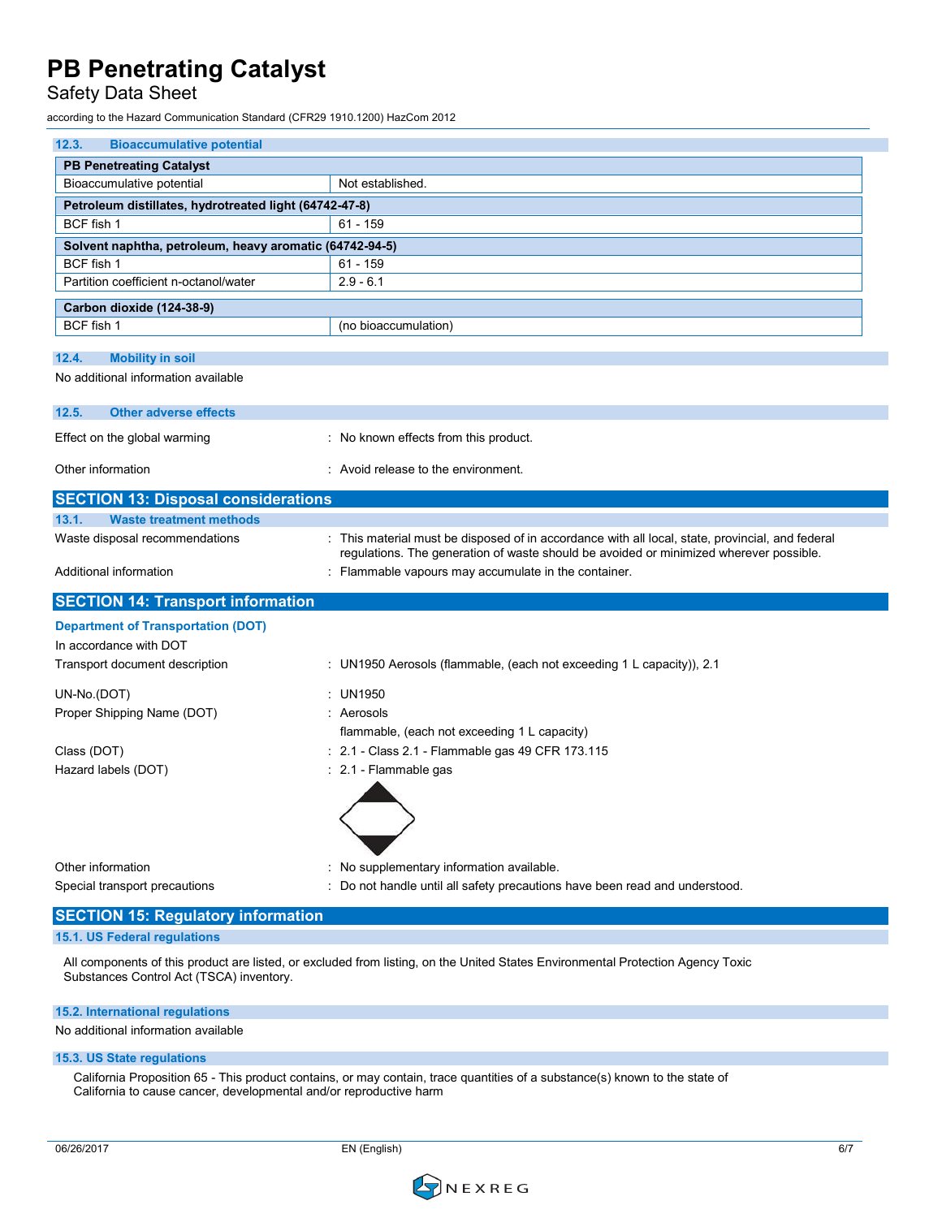### 12.3. Bioaccumulative potential

| PB Penetreating Catalyst | |
|---|---|
| Bioaccumulative potential | Not established. |
| **Petroleum distillates, hydrotreated light (64742-47-8)** | |
| BCF fish 1 | 61 - 159 |
| **Solvent naphtha, petroleum, heavy aromatic (64742-94-5)** | |
| BCF fish 1 | 61 - 159 |
| Partition coefficient n-octanol/water | 2.9 - 6.1 |
| **Carbon dioxide (124-38-9)** | |
| BCF fish 1 | (no bioaccumulation) |

### 12.4. Mobility in soil

No additional information available

### 12.5. Other adverse effects

Effect on the global warming : No known effects from this product.

Other information : Avoid release to the environment.

## SECTION 13: Disposal considerations

### 13.1. Waste treatment methods

Waste disposal recommendations : This material must be disposed of in accordance with all local, state, provincial, and federal regulations. The generation of waste should be avoided or minimized wherever possible.

Additional information : Flammable vapours may accumulate in the container.

## SECTION 14: Transport information

**Department of Transportation (DOT)**

In accordance with DOT

Transport document description : UN1950 Aerosols (flammable, (each not exceeding 1 L capacity)), 2.1

UN-No.(DOT) : UN1950

Proper Shipping Name (DOT) : Aerosols

flammable, (each not exceeding 1 L capacity)

Class (DOT) : 2.1 - Class 2.1 - Flammable gas 49 CFR 173.115

Hazard labels (DOT) : 2.1 - Flammable gas

Other information : No supplementary information available.

Special transport precautions : Do not handle until all safety precautions have been read and understood.

## SECTION 15: Regulatory information

### 15.1. US Federal regulations

All components of this product are listed, or excluded from listing, on the United States Environmental Protection Agency Toxic Substances Control Act (TSCA) inventory.

### 15.2. International regulations

No additional information available

### 15.3. US State regulations

California Proposition 65 - This product contains, or may contain, trace quantities of a substance(s) known to the state of California to cause cancer, developmental and/or reproductive harm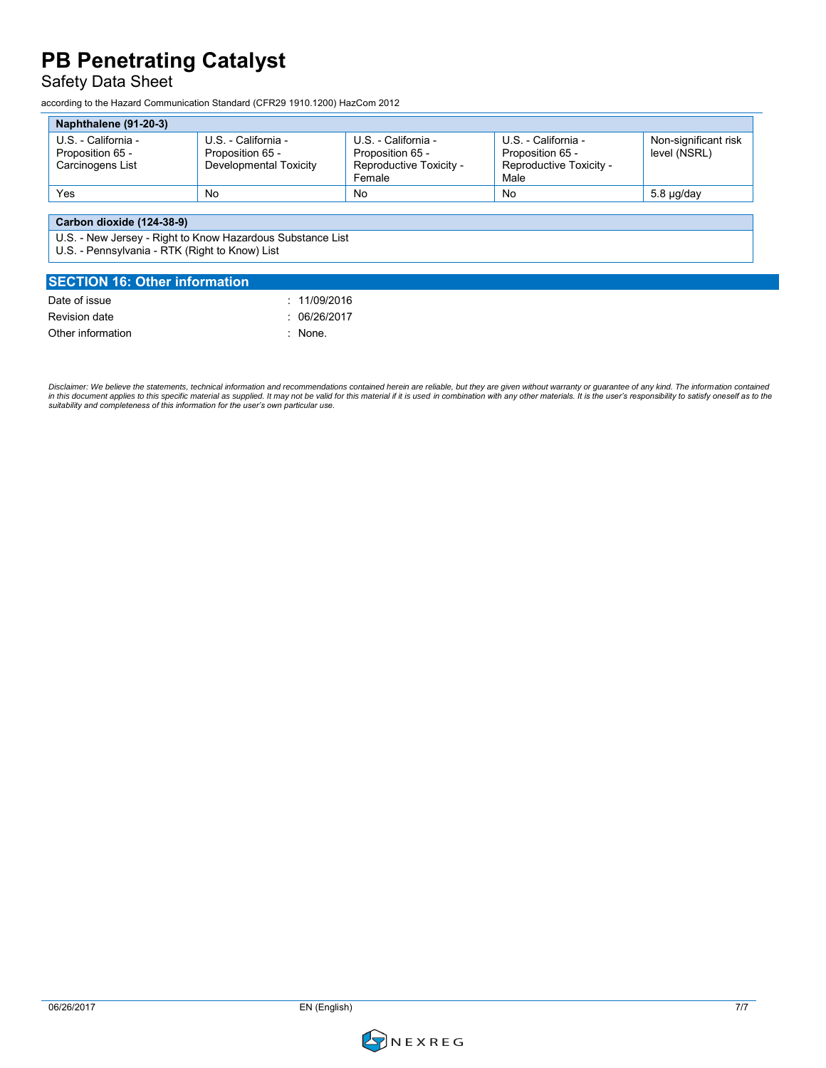| Naphthalene (91-20-3) | | | | |
|---|---|---|---|---|
| U.S. - California - Proposition 65 - Carcinogens List | U.S. - California - Proposition 65 - Developmental Toxicity | U.S. - California - Proposition 65 - Reproductive Toxicity - Female | U.S. - California - Proposition 65 - Reproductive Toxicity - Male | Non-significant risk level (NSRL) |
| Yes | No | No | No | 5.8 µg/day |

| Carbon dioxide (124-38-9) |
|---|
| U.S. - New Jersey - Right to Know Hazardous Substance List<br>U.S. - Pennsylvania - RTK (Right to Know) List |

## SECTION 16: Other information

| | |
|---|---|
| Date of issue | : 11/09/2016 |
| Revision date | : 06/26/2017 |
| Other information | : None. |

*Disclaimer: We believe the statements, technical information and recommendations contained herein are reliable, but they are given without warranty or guarantee of any kind. The information contained in this document applies to this specific material as supplied. It may not be valid for this material if it is used in combination with any other materials. It is the user's responsibility to satisfy oneself as to the suitability and completeness of this information for the user's own particular use.*